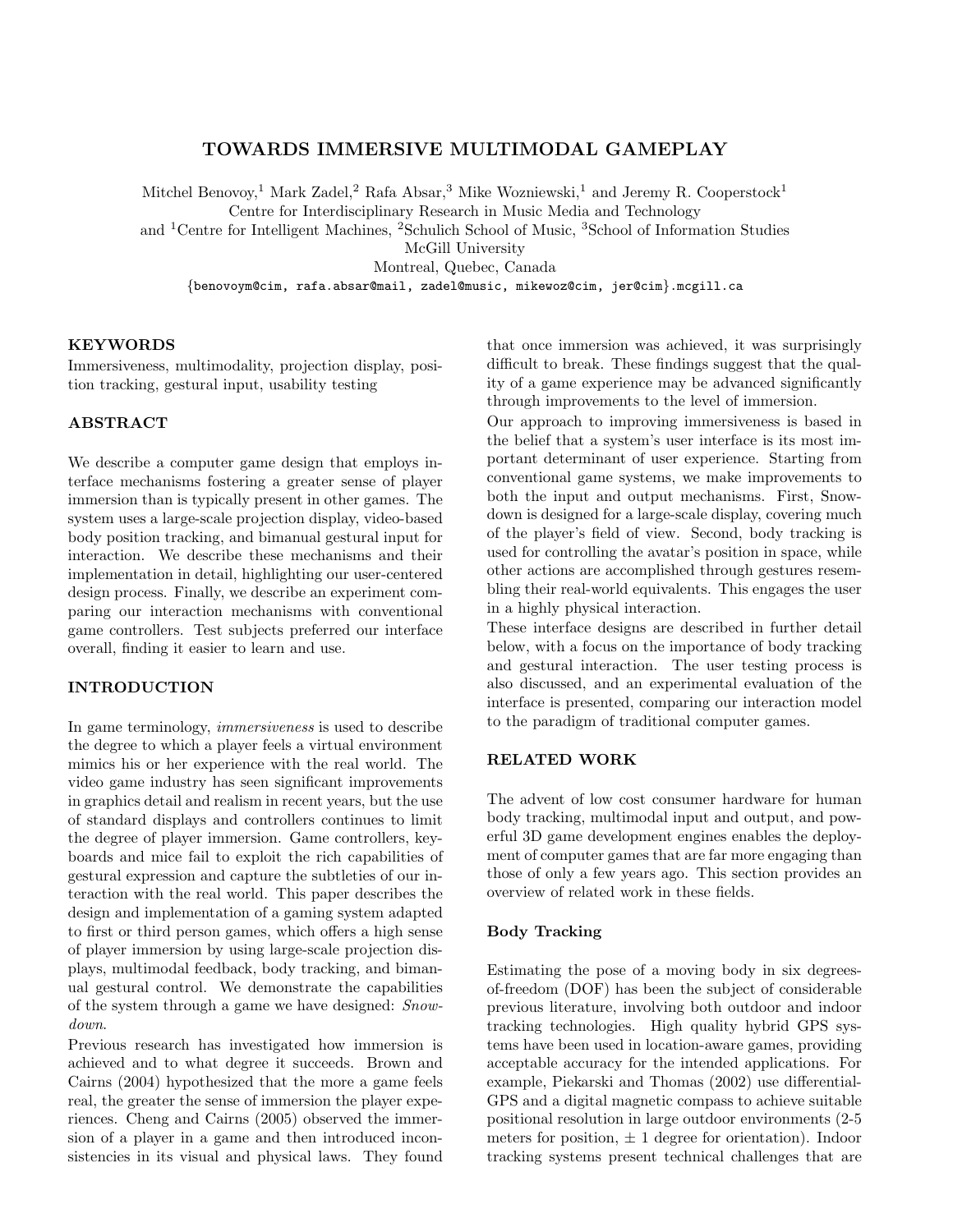# TOWARDS IMMERSIVE MULTIMODAL GAMEPLAY

Mitchel Benovoy,[1] Mark Zadel,[2] Rafa Absar,[3] Mike Wozniewski,[1] and Jeremy R. Cooperstock[1]
Centre for Interdisciplinary Research in Music Media and Technology
and [1]Centre for Intelligent Machines, [2]Schulich School of Music, [3]School of Information Studies
McGill University
Montreal, Quebec, Canada
{benovoym@cim, rafa.absar@mail, zadel@music, mikewoz@cim, jer@cim}.mcgill.ca

## KEYWORDS

Immersiveness, multimodality, projection display, position tracking, gestural input, usability testing

## ABSTRACT

We describe a computer game design that employs interface mechanisms fostering a greater sense of player immersion than is typically present in other games. The system uses a large-scale projection display, video-based body position tracking, and bimanual gestural input for interaction. We describe these mechanisms and their implementation in detail, highlighting our user-centered design process. Finally, we describe an experiment comparing our interaction mechanisms with conventional game controllers. Test subjects preferred our interface overall, finding it easier to learn and use.

## INTRODUCTION

In game terminology, *immersiveness* is used to describe the degree to which a player feels a virtual environment mimics his or her experience with the real world. The video game industry has seen significant improvements in graphics detail and realism in recent years, but the use of standard displays and controllers continues to limit the degree of player immersion. Game controllers, keyboards and mice fail to exploit the rich capabilities of gestural expression and capture the subtleties of our interaction with the real world. This paper describes the design and implementation of a gaming system adapted to first or third person games, which offers a high sense of player immersion by using large-scale projection displays, multimodal feedback, body tracking, and bimanual gestural control. We demonstrate the capabilities of the system through a game we have designed: *Snowdown*.

Previous research has investigated how immersion is achieved and to what degree it succeeds. Brown and Cairns (2004) hypothesized that the more a game feels real, the greater the sense of immersion the player experiences. Cheng and Cairns (2005) observed the immersion of a player in a game and then introduced inconsistencies in its visual and physical laws. They found that once immersion was achieved, it was surprisingly difficult to break. These findings suggest that the quality of a game experience may be advanced significantly through improvements to the level of immersion.

Our approach to improving immersiveness is based in the belief that a system's user interface is its most important determinant of user experience. Starting from conventional game systems, we make improvements to both the input and output mechanisms. First, Snowdown is designed for a large-scale display, covering much of the player's field of view. Second, body tracking is used for controlling the avatar's position in space, while other actions are accomplished through gestures resembling their real-world equivalents. This engages the user in a highly physical interaction.

These interface designs are described in further detail below, with a focus on the importance of body tracking and gestural interaction. The user testing process is also discussed, and an experimental evaluation of the interface is presented, comparing our interaction model to the paradigm of traditional computer games.

## RELATED WORK

The advent of low cost consumer hardware for human body tracking, multimodal input and output, and powerful 3D game development engines enables the deployment of computer games that are far more engaging than those of only a few years ago. This section provides an overview of related work in these fields.

### Body Tracking

Estimating the pose of a moving body in six degrees-of-freedom (DOF) has been the subject of considerable previous literature, involving both outdoor and indoor tracking technologies. High quality hybrid GPS systems have been used in location-aware games, providing acceptable accuracy for the intended applications. For example, Piekarski and Thomas (2002) use differential-GPS and a digital magnetic compass to achieve suitable positional resolution in large outdoor environments (2-5 meters for position, ± 1 degree for orientation). Indoor tracking systems present technical challenges that are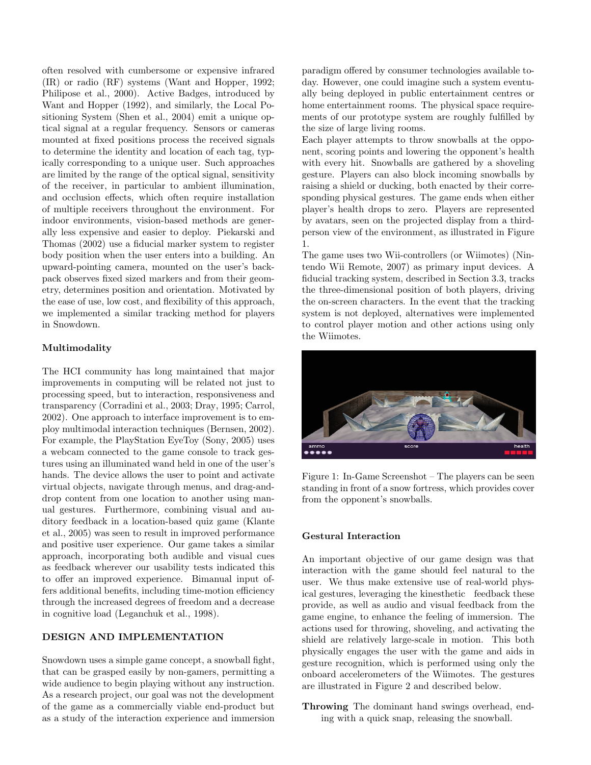often resolved with cumbersome or expensive infrared (IR) or radio (RF) systems (Want and Hopper, 1992; Philipose et al., 2000). Active Badges, introduced by Want and Hopper (1992), and similarly, the Local Positioning System (Shen et al., 2004) emit a unique optical signal at a regular frequency. Sensors or cameras mounted at fixed positions process the received signals to determine the identity and location of each tag, typically corresponding to a unique user. Such approaches are limited by the range of the optical signal, sensitivity of the receiver, in particular to ambient illumination, and occlusion effects, which often require installation of multiple receivers throughout the environment. For indoor environments, vision-based methods are generally less expensive and easier to deploy. Piekarski and Thomas (2002) use a fiducial marker system to register body position when the user enters into a building. An upward-pointing camera, mounted on the user's backpack observes fixed sized markers and from their geometry, determines position and orientation. Motivated by the ease of use, low cost, and flexibility of this approach, we implemented a similar tracking method for players in Snowdown.

### Multimodality

The HCI community has long maintained that major improvements in computing will be related not just to processing speed, but to interaction, responsiveness and transparency (Corradini et al., 2003; Dray, 1995; Carrol, 2002). One approach to interface improvement is to employ multimodal interaction techniques (Bernsen, 2002). For example, the PlayStation EyeToy (Sony, 2005) uses a webcam connected to the game console to track gestures using an illuminated wand held in one of the user's hands. The device allows the user to point and activate virtual objects, navigate through menus, and drag-and-drop content from one location to another using manual gestures. Furthermore, combining visual and auditory feedback in a location-based quiz game (Klante et al., 2005) was seen to result in improved performance and positive user experience. Our game takes a similar approach, incorporating both audible and visual cues as feedback wherever our usability tests indicated this to offer an improved experience. Bimanual input offers additional benefits, including time-motion efficiency through the increased degrees of freedom and a decrease in cognitive load (Leganchuk et al., 1998).

## DESIGN AND IMPLEMENTATION

Snowdown uses a simple game concept, a snowball fight, that can be grasped easily by non-gamers, permitting a wide audience to begin playing without any instruction. As a research project, our goal was not the development of the game as a commercially viable end-product but as a study of the interaction experience and immersion paradigm offered by consumer technologies available today. However, one could imagine such a system eventually being deployed in public entertainment centres or home entertainment rooms. The physical space requirements of our prototype system are roughly fulfilled by the size of large living rooms.

Each player attempts to throw snowballs at the opponent, scoring points and lowering the opponent's health with every hit. Snowballs are gathered by a shoveling gesture. Players can also block incoming snowballs by raising a shield or ducking, both enacted by their corresponding physical gestures. The game ends when either player's health drops to zero. Players are represented by avatars, seen on the projected display from a third-person view of the environment, as illustrated in Figure 1.

The game uses two Wii-controllers (or Wiimotes) (Nintendo Wii Remote, 2007) as primary input devices. A fiducial tracking system, described in Section 3.3, tracks the three-dimensional position of both players, driving the on-screen characters. In the event that the tracking system is not deployed, alternatives were implemented to control player motion and other actions using only the Wiimotes.

Figure 1: In-Game Screenshot – The players can be seen standing in front of a snow fortress, which provides cover from the opponent's snowballs.

### Gestural Interaction

An important objective of our game design was that interaction with the game should feel natural to the user. We thus make extensive use of real-world physical gestures, leveraging the kinesthetic feedback these provide, as well as audio and visual feedback from the game engine, to enhance the feeling of immersion. The actions used for throwing, shoveling, and activating the shield are relatively large-scale in motion. This both physically engages the user with the game and aids in gesture recognition, which is performed using only the onboard accelerometers of the Wiimotes. The gestures are illustrated in Figure 2 and described below.

**Throwing** The dominant hand swings overhead, ending with a quick snap, releasing the snowball.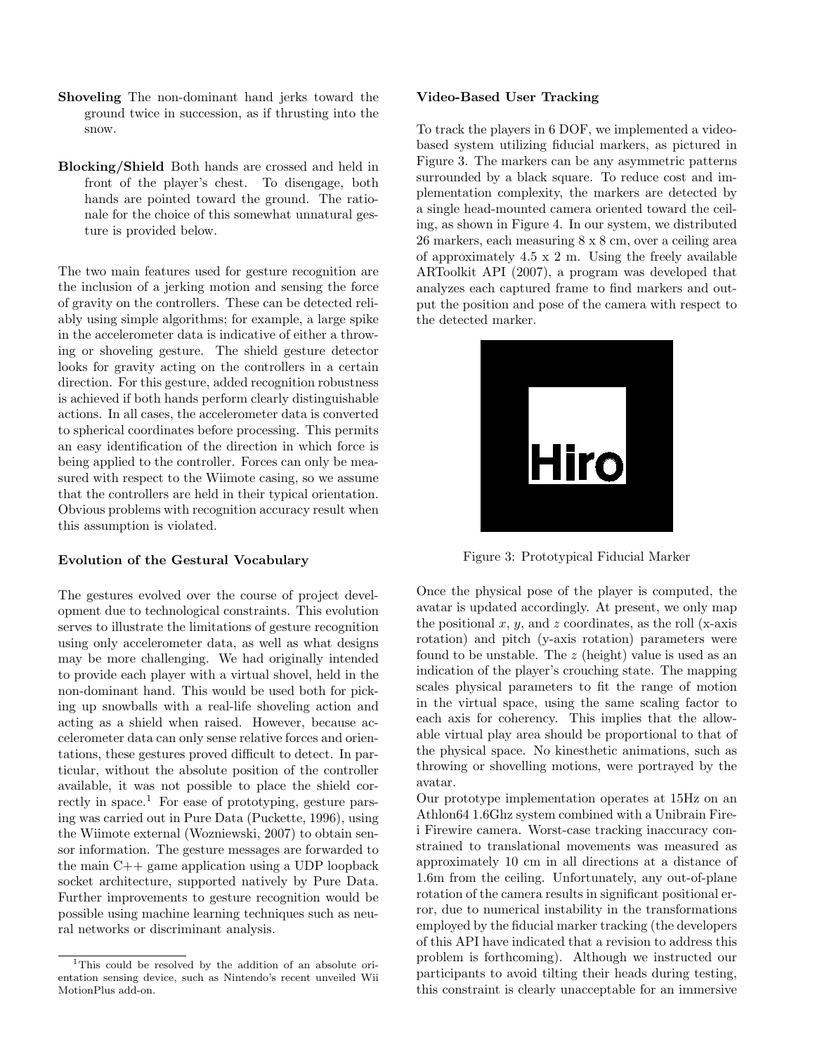**Shoveling** The non-dominant hand jerks toward the ground twice in succession, as if thrusting into the snow.

**Blocking/Shield** Both hands are crossed and held in front of the player's chest. To disengage, both hands are pointed toward the ground. The rationale for the choice of this somewhat unnatural gesture is provided below.

The two main features used for gesture recognition are the inclusion of a jerking motion and sensing the force of gravity on the controllers. These can be detected reliably using simple algorithms; for example, a large spike in the accelerometer data is indicative of either a throwing or shoveling gesture. The shield gesture detector looks for gravity acting on the controllers in a certain direction. For this gesture, added recognition robustness is achieved if both hands perform clearly distinguishable actions. In all cases, the accelerometer data is converted to spherical coordinates before processing. This permits an easy identification of the direction in which force is being applied to the controller. Forces can only be measured with respect to the Wiimote casing, so we assume that the controllers are held in their typical orientation. Obvious problems with recognition accuracy result when this assumption is violated.

### Evolution of the Gestural Vocabulary

The gestures evolved over the course of project development due to technological constraints. This evolution serves to illustrate the limitations of gesture recognition using only accelerometer data, as well as what designs may be more challenging. We had originally intended to provide each player with a virtual shovel, held in the non-dominant hand. This would be used both for picking up snowballs with a real-life shoveling action and acting as a shield when raised. However, because accelerometer data can only sense relative forces and orientations, these gestures proved difficult to detect. In particular, without the absolute position of the controller available, it was not possible to place the shield correctly in space.[1] For ease of prototyping, gesture parsing was carried out in Pure Data (Puckette, 1996), using the Wiimote external (Wozniewski, 2007) to obtain sensor information. The gesture messages are forwarded to the main C++ game application using a UDP loopback socket architecture, supported natively by Pure Data. Further improvements to gesture recognition would be possible using machine learning techniques such as neural networks or discriminant analysis.

[1] This could be resolved by the addition of an absolute orientation sensing device, such as Nintendo's recent unveiled Wii MotionPlus add-on.

### Video-Based User Tracking

To track the players in 6 DOF, we implemented a video-based system utilizing fiducial markers, as pictured in Figure 3. The markers can be any asymmetric patterns surrounded by a black square. To reduce cost and implementation complexity, the markers are detected by a single head-mounted camera oriented toward the ceiling, as shown in Figure 4. In our system, we distributed 26 markers, each measuring 8 x 8 cm, over a ceiling area of approximately 4.5 x 2 m. Using the freely available ARToolkit API (2007), a program was developed that analyzes each captured frame to find markers and output the position and pose of the camera with respect to the detected marker.

Hiro

Figure 3: Prototypical Fiducial Marker

Once the physical pose of the player is computed, the avatar is updated accordingly. At present, we only map the positional $x$, $y$, and $z$ coordinates, as the roll (x-axis rotation) and pitch (y-axis rotation) parameters were found to be unstable. The $z$ (height) value is used as an indication of the player's crouching state. The mapping scales physical parameters to fit the range of motion in the virtual space, using the same scaling factor to each axis for coherency. This implies that the allowable virtual play area should be proportional to that of the physical space. No kinesthetic animations, such as throwing or shovelling motions, were portrayed by the avatar.

Our prototype implementation operates at 15Hz on an Athlon64 1.6Ghz system combined with a Unibrain Fire-i Firewire camera. Worst-case tracking inaccuracy constrained to translational movements was measured as approximately 10 cm in all directions at a distance of 1.6m from the ceiling. Unfortunately, any out-of-plane rotation of the camera results in significant positional error, due to numerical instability in the transformations employed by the fiducial marker tracking (the developers of this API have indicated that a revision to address this problem is forthcoming). Although we instructed our participants to avoid tilting their heads during testing, this constraint is clearly unacceptable for an immersive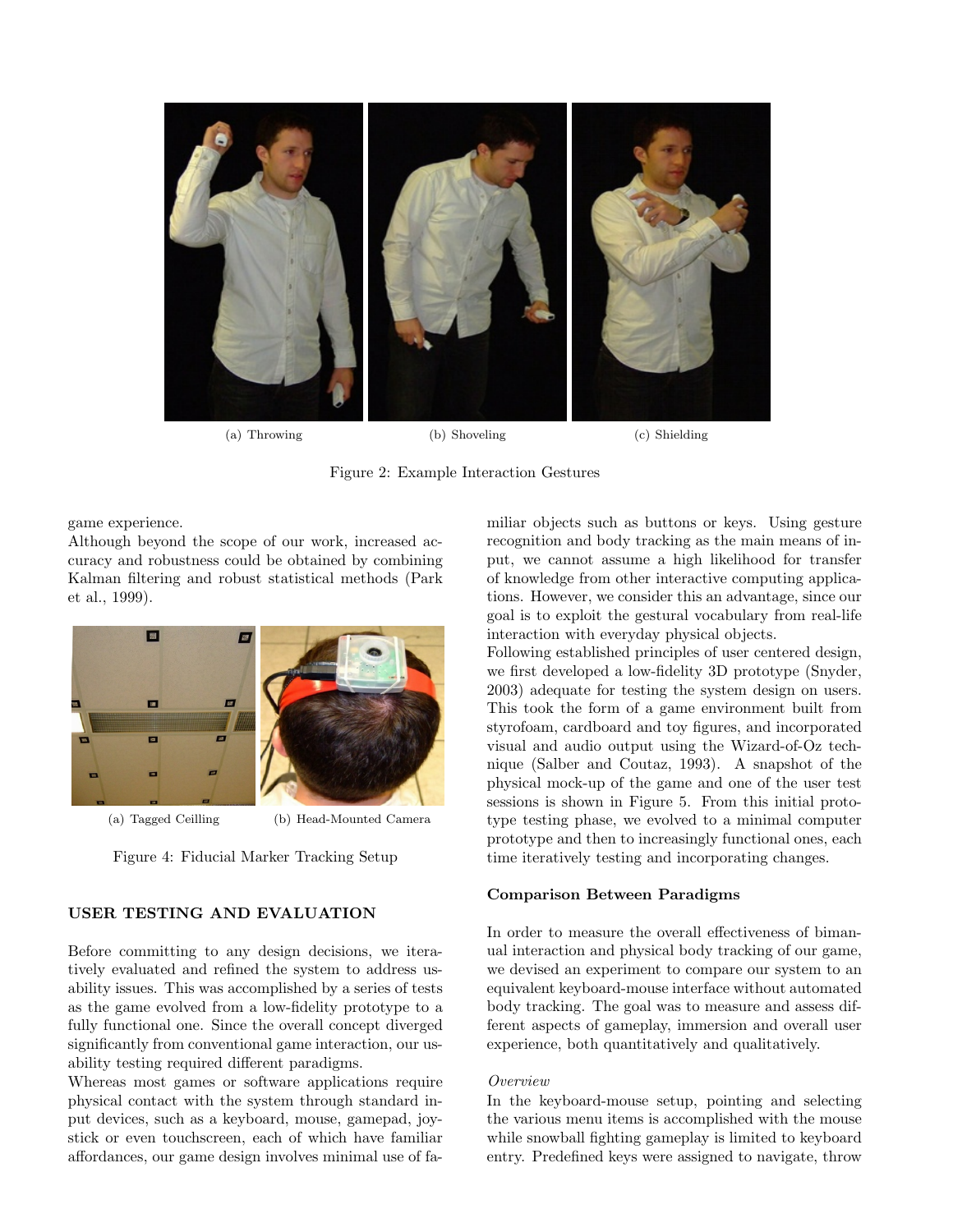(a) Throwing (b) Shoveling (c) Shielding

Figure 2: Example Interaction Gestures

game experience.

Although beyond the scope of our work, increased accuracy and robustness could be obtained by combining Kalman filtering and robust statistical methods (Park et al., 1999).

(a) Tagged Ceilling (b) Head-Mounted Camera

Figure 4: Fiducial Marker Tracking Setup

## USER TESTING AND EVALUATION

Before committing to any design decisions, we iteratively evaluated and refined the system to address usability issues. This was accomplished by a series of tests as the game evolved from a low-fidelity prototype to a fully functional one. Since the overall concept diverged significantly from conventional game interaction, our usability testing required different paradigms.

Whereas most games or software applications require physical contact with the system through standard input devices, such as a keyboard, mouse, gamepad, joystick or even touchscreen, each of which have familiar affordances, our game design involves minimal use of familiar objects such as buttons or keys. Using gesture recognition and body tracking as the main means of input, we cannot assume a high likelihood for transfer of knowledge from other interactive computing applications. However, we consider this an advantage, since our goal is to exploit the gestural vocabulary from real-life interaction with everyday physical objects.

Following established principles of user centered design, we first developed a low-fidelity 3D prototype (Snyder, 2003) adequate for testing the system design on users. This took the form of a game environment built from styrofoam, cardboard and toy figures, and incorporated visual and audio output using the Wizard-of-Oz technique (Salber and Coutaz, 1993). A snapshot of the physical mock-up of the game and one of the user test sessions is shown in Figure 5. From this initial prototype testing phase, we evolved to a minimal computer prototype and then to increasingly functional ones, each time iteratively testing and incorporating changes.

### Comparison Between Paradigms

In order to measure the overall effectiveness of bimanual interaction and physical body tracking of our game, we devised an experiment to compare our system to an equivalent keyboard-mouse interface without automated body tracking. The goal was to measure and assess different aspects of gameplay, immersion and overall user experience, both quantitatively and qualitatively.

*Overview*

In the keyboard-mouse setup, pointing and selecting the various menu items is accomplished with the mouse while snowball fighting gameplay is limited to keyboard entry. Predefined keys were assigned to navigate, throw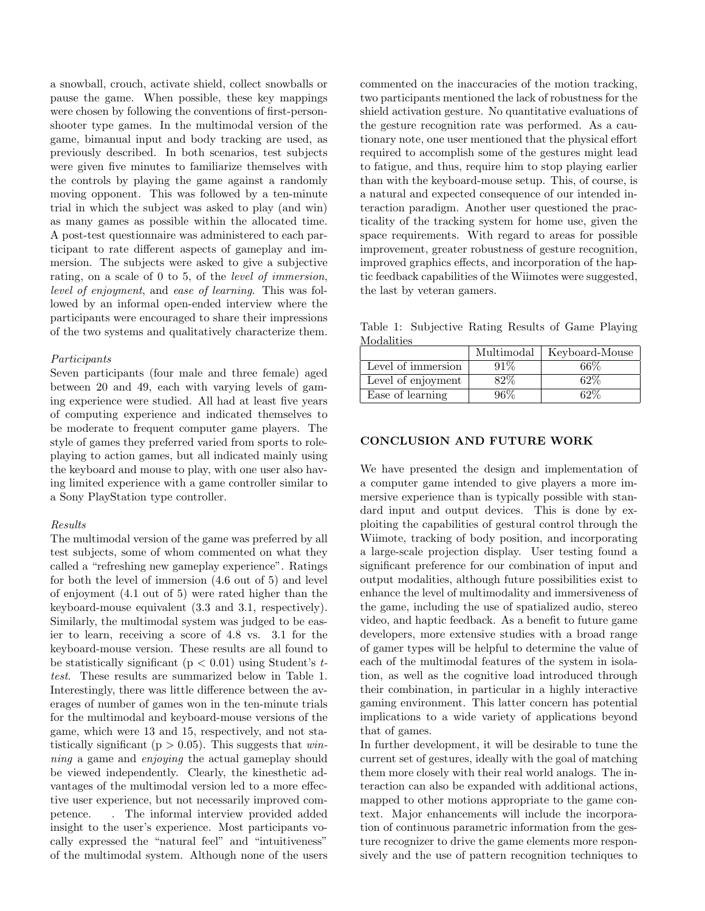a snowball, crouch, activate shield, collect snowballs or pause the game. When possible, these key mappings were chosen by following the conventions of first-person-shooter type games. In the multimodal version of the game, bimanual input and body tracking are used, as previously described. In both scenarios, test subjects were given five minutes to familiarize themselves with the controls by playing the game against a randomly moving opponent. This was followed by a ten-minute trial in which the subject was asked to play (and win) as many games as possible within the allocated time. A post-test questionnaire was administered to each participant to rate different aspects of gameplay and immersion. The subjects were asked to give a subjective rating, on a scale of 0 to 5, of the *level of immersion*, *level of enjoyment*, and *ease of learning*. This was followed by an informal open-ended interview where the participants were encouraged to share their impressions of the two systems and qualitatively characterize them.

*Participants*

Seven participants (four male and three female) aged between 20 and 49, each with varying levels of gaming experience were studied. All had at least five years of computing experience and indicated themselves to be moderate to frequent computer game players. The style of games they preferred varied from sports to role-playing to action games, but all indicated mainly using the keyboard and mouse to play, with one user also having limited experience with a game controller similar to a Sony PlayStation type controller.

*Results*

The multimodal version of the game was preferred by all test subjects, some of whom commented on what they called a "refreshing new gameplay experience". Ratings for both the level of immersion (4.6 out of 5) and level of enjoyment (4.1 out of 5) were rated higher than the keyboard-mouse equivalent (3.3 and 3.1, respectively). Similarly, the multimodal system was judged to be easier to learn, receiving a score of 4.8 vs. 3.1 for the keyboard-mouse version. These results are all found to be statistically significant ($p < 0.01$) using Student's *t-test*. These results are summarized below in Table 1. Interestingly, there was little difference between the averages of number of games won in the ten-minute trials for the multimodal and keyboard-mouse versions of the game, which were 13 and 15, respectively, and not statistically significant ($p > 0.05$). This suggests that *winning* a game and *enjoying* the actual gameplay should be viewed independently. Clearly, the kinesthetic advantages of the multimodal version led to a more effective user experience, but not necessarily improved competence. . The informal interview provided added insight to the user's experience. Most participants vocally expressed the "natural feel" and "intuitiveness" of the multimodal system. Although none of the users commented on the inaccuracies of the motion tracking, two participants mentioned the lack of robustness for the shield activation gesture. No quantitative evaluations of the gesture recognition rate was performed. As a cautionary note, one user mentioned that the physical effort required to accomplish some of the gestures might lead to fatigue, and thus, require him to stop playing earlier than with the keyboard-mouse setup. This, of course, is a natural and expected consequence of our intended interaction paradigm. Another user questioned the practicality of the tracking system for home use, given the space requirements. With regard to areas for possible improvement, greater robustness of gesture recognition, improved graphics effects, and incorporation of the haptic feedback capabilities of the Wiimotes were suggested, the last by veteran gamers.

Table 1: Subjective Rating Results of Game Playing Modalities

| | Multimodal | Keyboard-Mouse |
|---|---|---|
| Level of immersion | 91% | 66% |
| Level of enjoyment | 82% | 62% |
| Ease of learning | 96% | 62% |

## CONCLUSION AND FUTURE WORK

We have presented the design and implementation of a computer game intended to give players a more immersive experience than is typically possible with standard input and output devices. This is done by exploiting the capabilities of gestural control through the Wiimote, tracking of body position, and incorporating a large-scale projection display. User testing found a significant preference for our combination of input and output modalities, although future possibilities exist to enhance the level of multimodality and immersiveness of the game, including the use of spatialized audio, stereo video, and haptic feedback. As a benefit to future game developers, more extensive studies with a broad range of gamer types will be helpful to determine the value of each of the multimodal features of the system in isolation, as well as the cognitive load introduced through their combination, in particular in a highly interactive gaming environment. This latter concern has potential implications to a wide variety of applications beyond that of games.

In further development, it will be desirable to tune the current set of gestures, ideally with the goal of matching them more closely with their real world analogs. The interaction can also be expanded with additional actions, mapped to other motions appropriate to the game context. Major enhancements will include the incorporation of continuous parametric information from the gesture recognizer to drive the game elements more responsively and the use of pattern recognition techniques to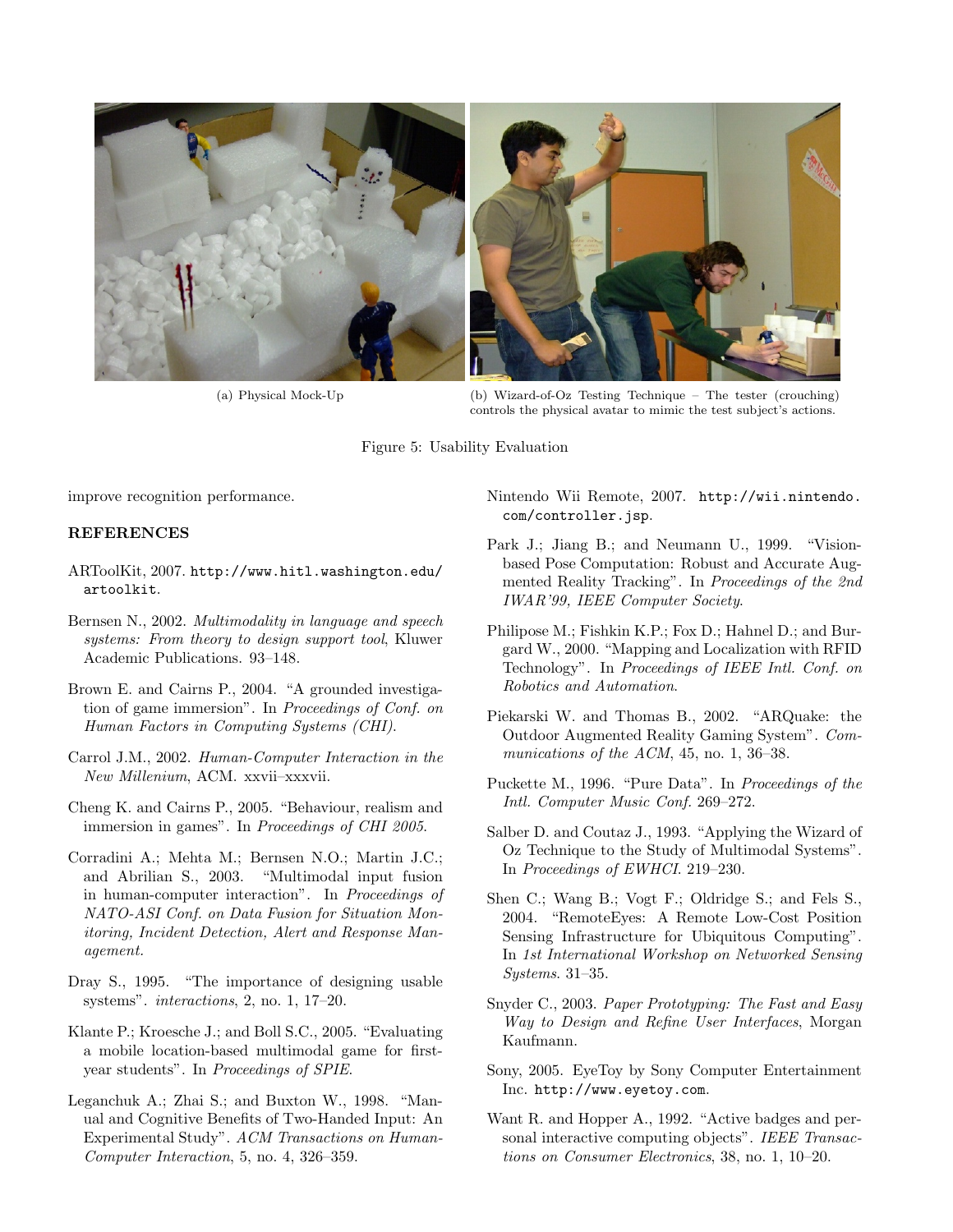(a) Physical Mock-Up

(b) Wizard-of-Oz Testing Technique – The tester (crouching) controls the physical avatar to mimic the test subject's actions.

Figure 5: Usability Evaluation

improve recognition performance.

## REFERENCES

ARToolKit, 2007. http://www.hitl.washington.edu/artoolkit.

Bernsen N., 2002. *Multimodality in language and speech systems: From theory to design support tool*, Kluwer Academic Publications. 93–148.

Brown E. and Cairns P., 2004. "A grounded investigation of game immersion". In *Proceedings of Conf. on Human Factors in Computing Systems (CHI)*.

Carrol J.M., 2002. *Human-Computer Interaction in the New Millenium*, ACM. xxvii–xxxvii.

Cheng K. and Cairns P., 2005. "Behaviour, realism and immersion in games". In *Proceedings of CHI 2005*.

Corradini A.; Mehta M.; Bernsen N.O.; Martin J.C.; and Abrilian S., 2003. "Multimodal input fusion in human-computer interaction". In *Proceedings of NATO-ASI Conf. on Data Fusion for Situation Monitoring, Incident Detection, Alert and Response Management.*

Dray S., 1995. "The importance of designing usable systems". *interactions*, 2, no. 1, 17–20.

Klante P.; Kroesche J.; and Boll S.C., 2005. "Evaluating a mobile location-based multimodal game for first-year students". In *Proceedings of SPIE*.

Leganchuk A.; Zhai S.; and Buxton W., 1998. "Manual and Cognitive Benefits of Two-Handed Input: An Experimental Study". *ACM Transactions on Human-Computer Interaction*, 5, no. 4, 326–359.

Nintendo Wii Remote, 2007. http://wii.nintendo.com/controller.jsp.

Park J.; Jiang B.; and Neumann U., 1999. "Vision-based Pose Computation: Robust and Accurate Augmented Reality Tracking". In *Proceedings of the 2nd IWAR'99, IEEE Computer Society*.

Philipose M.; Fishkin K.P.; Fox D.; Hahnel D.; and Burgard W., 2000. "Mapping and Localization with RFID Technology". In *Proceedings of IEEE Intl. Conf. on Robotics and Automation*.

Piekarski W. and Thomas B., 2002. "ARQuake: the Outdoor Augmented Reality Gaming System". *Communications of the ACM*, 45, no. 1, 36–38.

Puckette M., 1996. "Pure Data". In *Proceedings of the Intl. Computer Music Conf.* 269–272.

Salber D. and Coutaz J., 1993. "Applying the Wizard of Oz Technique to the Study of Multimodal Systems". In *Proceedings of EWHCI*. 219–230.

Shen C.; Wang B.; Vogt F.; Oldridge S.; and Fels S., 2004. "RemoteEyes: A Remote Low-Cost Position Sensing Infrastructure for Ubiquitous Computing". In *1st International Workshop on Networked Sensing Systems*. 31–35.

Snyder C., 2003. *Paper Prototyping: The Fast and Easy Way to Design and Refine User Interfaces*, Morgan Kaufmann.

Sony, 2005. EyeToy by Sony Computer Entertainment Inc. http://www.eyetoy.com.

Want R. and Hopper A., 1992. "Active badges and personal interactive computing objects". *IEEE Transactions on Consumer Electronics*, 38, no. 1, 10–20.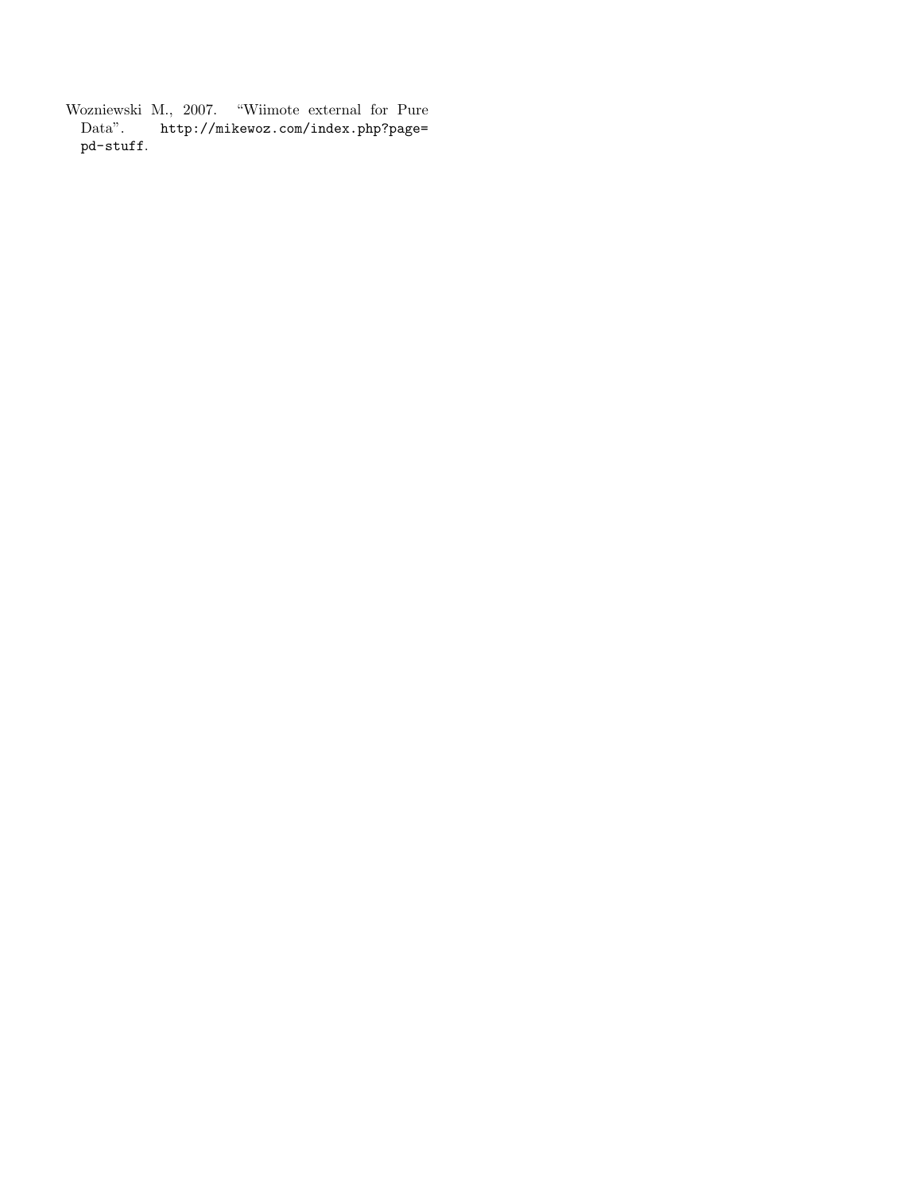Wozniewski M., 2007. "Wiimote external for Pure Data". `http://mikewoz.com/index.php?page=pd-stuff`.